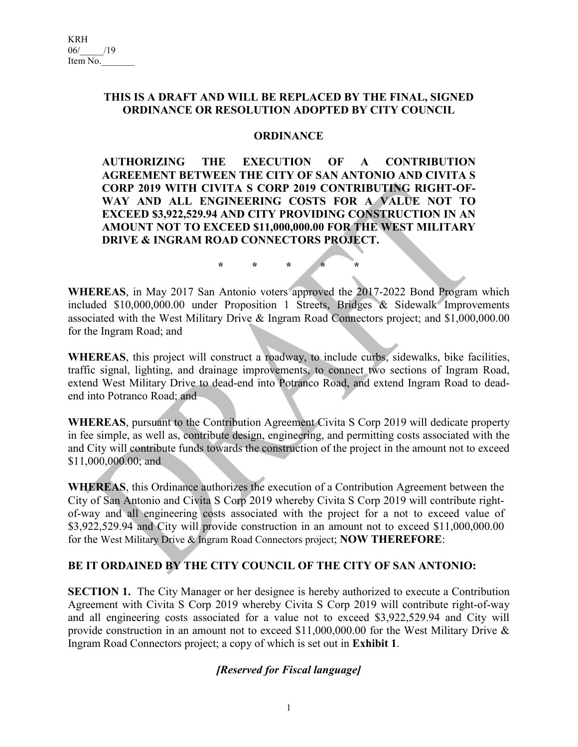KRH
06/_____/19
Item No._______

**THIS IS A DRAFT AND WILL BE REPLACED BY THE FINAL, SIGNED ORDINANCE OR RESOLUTION ADOPTED BY CITY COUNCIL**

**ORDINANCE**

**AUTHORIZING THE EXECUTION OF A CONTRIBUTION AGREEMENT BETWEEN THE CITY OF SAN ANTONIO AND CIVITA S CORP 2019 WITH CIVITA S CORP 2019 CONTRIBUTING RIGHT-OF-WAY AND ALL ENGINEERING COSTS FOR A VALUE NOT TO EXCEED $3,922,529.94 AND CITY PROVIDING CONSTRUCTION IN AN AMOUNT NOT TO EXCEED $11,000,000.00 FOR THE WEST MILITARY DRIVE & INGRAM ROAD CONNECTORS PROJECT.**

\* \* \* \* \*

**WHEREAS**, in May 2017 San Antonio voters approved the 2017-2022 Bond Program which included $10,000,000.00 under Proposition 1 Streets, Bridges & Sidewalk Improvements associated with the West Military Drive & Ingram Road Connectors project; and $1,000,000.00 for the Ingram Road; and

**WHEREAS**, this project will construct a roadway, to include curbs, sidewalks, bike facilities, traffic signal, lighting, and drainage improvements, to connect two sections of Ingram Road, extend West Military Drive to dead-end into Potranco Road, and extend Ingram Road to dead-end into Potranco Road; and

**WHEREAS**, pursuant to the Contribution Agreement Civita S Corp 2019 will dedicate property in fee simple, as well as, contribute design, engineering, and permitting costs associated with the and City will contribute funds towards the construction of the project in the amount not to exceed $11,000,000.00; and

**WHEREAS**, this Ordinance authorizes the execution of a Contribution Agreement between the City of San Antonio and Civita S Corp 2019 whereby Civita S Corp 2019 will contribute right-of-way and all engineering costs associated with the project for a not to exceed value of $3,922,529.94 and City will provide construction in an amount not to exceed $11,000,000.00 for the West Military Drive & Ingram Road Connectors project; **NOW THEREFORE**:

**BE IT ORDAINED BY THE CITY COUNCIL OF THE CITY OF SAN ANTONIO:**

**SECTION 1.** The City Manager or her designee is hereby authorized to execute a Contribution Agreement with Civita S Corp 2019 whereby Civita S Corp 2019 will contribute right-of-way and all engineering costs associated for a value not to exceed $3,922,529.94 and City will provide construction in an amount not to exceed $11,000,000.00 for the West Military Drive & Ingram Road Connectors project; a copy of which is set out in **Exhibit 1**.

***[Reserved for Fiscal language]***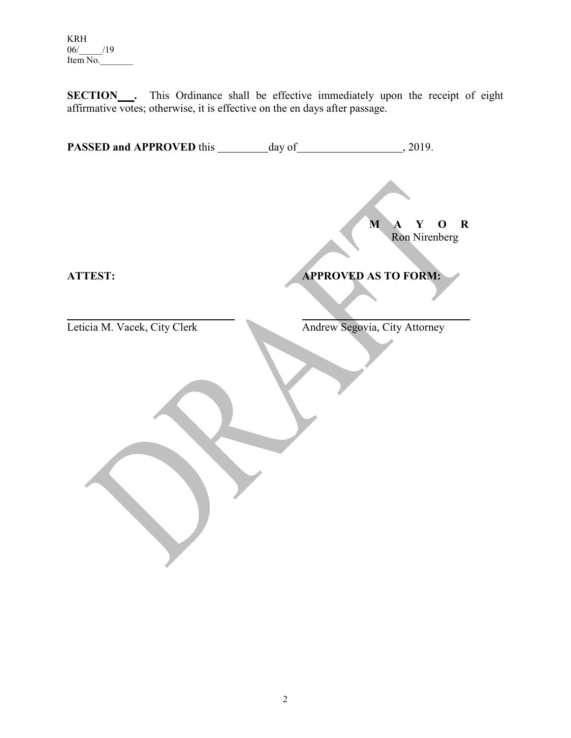KRH
06/_____/19
Item No._______

**SECTION\_\_\_.** This Ordinance shall be effective immediately upon the receipt of eight affirmative votes; otherwise, it is effective on the en days after passage.

**PASSED and APPROVED** this _________day of___________________, 2019.

**M A Y O R**
Ron Nirenberg

**ATTEST:**

______________________________
Leticia M. Vacek, City Clerk

**APPROVED AS TO FORM:**

______________________________
Andrew Segovia, City Attorney

DRAFT